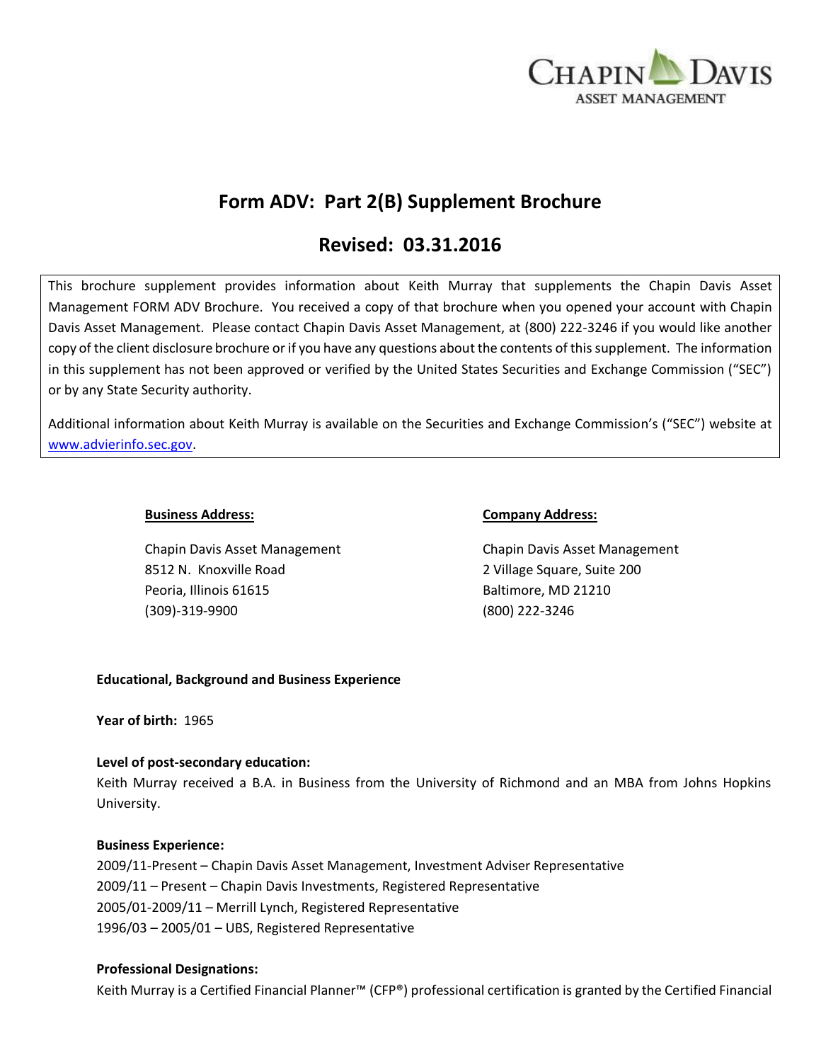CHAPIN DAVIS
ASSET MANAGEMENT

# Form ADV: Part 2(B) Supplement Brochure

## Revised: 03.31.2016

This brochure supplement provides information about Keith Murray that supplements the Chapin Davis Asset Management FORM ADV Brochure. You received a copy of that brochure when you opened your account with Chapin Davis Asset Management. Please contact Chapin Davis Asset Management, at (800) 222-3246 if you would like another copy of the client disclosure brochure or if you have any questions about the contents of this supplement. The information in this supplement has not been approved or verified by the United States Securities and Exchange Commission ("SEC") or by any State Security authority.

Additional information about Keith Murray is available on the Securities and Exchange Commission's ("SEC") website at www.advierinfo.sec.gov.

**Business Address:**

Chapin Davis Asset Management
8512 N. Knoxville Road
Peoria, Illinois 61615
(309)-319-9900

**Company Address:**

Chapin Davis Asset Management
2 Village Square, Suite 200
Baltimore, MD 21210
(800) 222-3246

**Educational, Background and Business Experience**

**Year of birth:** 1965

**Level of post-secondary education:**
Keith Murray received a B.A. in Business from the University of Richmond and an MBA from Johns Hopkins University.

**Business Experience:**
2009/11-Present – Chapin Davis Asset Management, Investment Adviser Representative
2009/11 – Present – Chapin Davis Investments, Registered Representative
2005/01-2009/11 – Merrill Lynch, Registered Representative
1996/03 – 2005/01 – UBS, Registered Representative

**Professional Designations:**
Keith Murray is a Certified Financial Planner™ (CFP®) professional certification is granted by the Certified Financial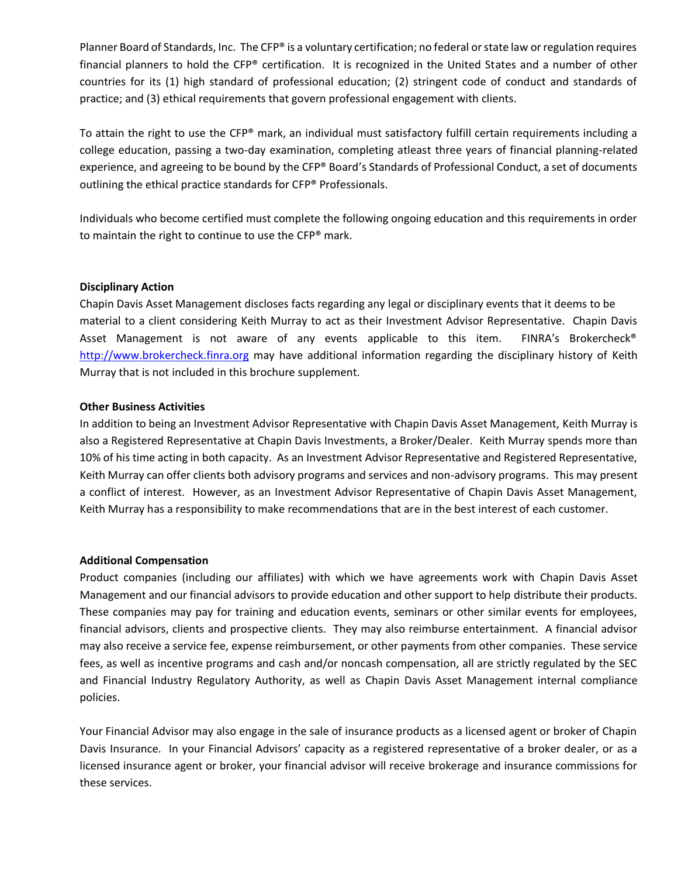Planner Board of Standards, Inc. The CFP® is a voluntary certification; no federal or state law or regulation requires financial planners to hold the CFP® certification. It is recognized in the United States and a number of other countries for its (1) high standard of professional education; (2) stringent code of conduct and standards of practice; and (3) ethical requirements that govern professional engagement with clients.

To attain the right to use the CFP® mark, an individual must satisfactory fulfill certain requirements including a college education, passing a two-day examination, completing atleast three years of financial planning-related experience, and agreeing to be bound by the CFP® Board's Standards of Professional Conduct, a set of documents outlining the ethical practice standards for CFP® Professionals.

Individuals who become certified must complete the following ongoing education and this requirements in order to maintain the right to continue to use the CFP® mark.

**Disciplinary Action**

Chapin Davis Asset Management discloses facts regarding any legal or disciplinary events that it deems to be material to a client considering Keith Murray to act as their Investment Advisor Representative. Chapin Davis Asset Management is not aware of any events applicable to this item. FINRA's Brokercheck® http://www.brokercheck.finra.org may have additional information regarding the disciplinary history of Keith Murray that is not included in this brochure supplement.

**Other Business Activities**

In addition to being an Investment Advisor Representative with Chapin Davis Asset Management, Keith Murray is also a Registered Representative at Chapin Davis Investments, a Broker/Dealer. Keith Murray spends more than 10% of his time acting in both capacity. As an Investment Advisor Representative and Registered Representative, Keith Murray can offer clients both advisory programs and services and non-advisory programs. This may present a conflict of interest. However, as an Investment Advisor Representative of Chapin Davis Asset Management, Keith Murray has a responsibility to make recommendations that are in the best interest of each customer.

**Additional Compensation**

Product companies (including our affiliates) with which we have agreements work with Chapin Davis Asset Management and our financial advisors to provide education and other support to help distribute their products. These companies may pay for training and education events, seminars or other similar events for employees, financial advisors, clients and prospective clients. They may also reimburse entertainment. A financial advisor may also receive a service fee, expense reimbursement, or other payments from other companies. These service fees, as well as incentive programs and cash and/or noncash compensation, all are strictly regulated by the SEC and Financial Industry Regulatory Authority, as well as Chapin Davis Asset Management internal compliance policies.

Your Financial Advisor may also engage in the sale of insurance products as a licensed agent or broker of Chapin Davis Insurance. In your Financial Advisors' capacity as a registered representative of a broker dealer, or as a licensed insurance agent or broker, your financial advisor will receive brokerage and insurance commissions for these services.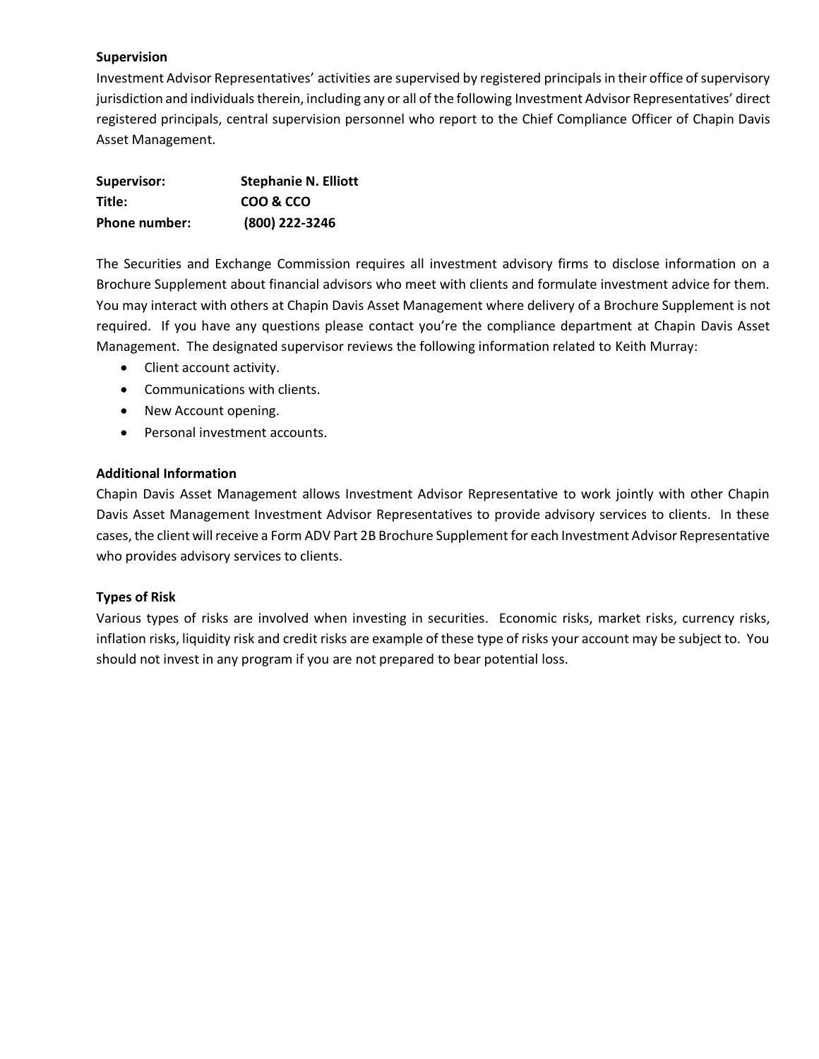**Supervision**

Investment Advisor Representatives' activities are supervised by registered principals in their office of supervisory jurisdiction and individuals therein, including any or all of the following Investment Advisor Representatives' direct registered principals, central supervision personnel who report to the Chief Compliance Officer of Chapin Davis Asset Management.

| | |
|---|---|
| **Supervisor:** | **Stephanie N. Elliott** |
| **Title:** | **COO & CCO** |
| **Phone number:** | **(800) 222-3246** |

The Securities and Exchange Commission requires all investment advisory firms to disclose information on a Brochure Supplement about financial advisors who meet with clients and formulate investment advice for them. You may interact with others at Chapin Davis Asset Management where delivery of a Brochure Supplement is not required. If you have any questions please contact you're the compliance department at Chapin Davis Asset Management. The designated supervisor reviews the following information related to Keith Murray:

- Client account activity.
- Communications with clients.
- New Account opening.
- Personal investment accounts.

**Additional Information**

Chapin Davis Asset Management allows Investment Advisor Representative to work jointly with other Chapin Davis Asset Management Investment Advisor Representatives to provide advisory services to clients. In these cases, the client will receive a Form ADV Part 2B Brochure Supplement for each Investment Advisor Representative who provides advisory services to clients.

**Types of Risk**

Various types of risks are involved when investing in securities. Economic risks, market risks, currency risks, inflation risks, liquidity risk and credit risks are example of these type of risks your account may be subject to. You should not invest in any program if you are not prepared to bear potential loss.